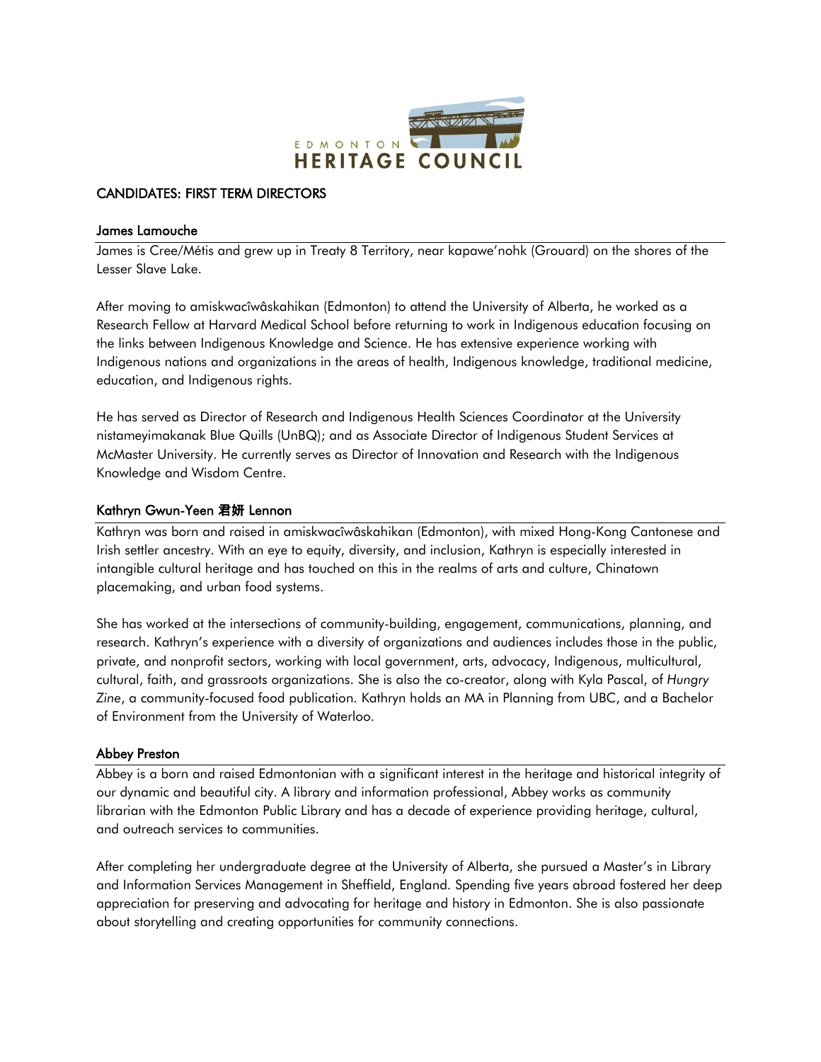EDMONTON HERITAGE COUNCIL

## CANDIDATES: FIRST TERM DIRECTORS

### James Lamouche

James is Cree/Métis and grew up in Treaty 8 Territory, near kapawe'nohk (Grouard) on the shores of the Lesser Slave Lake.

After moving to amiskwacîwâskahikan (Edmonton) to attend the University of Alberta, he worked as a Research Fellow at Harvard Medical School before returning to work in Indigenous education focusing on the links between Indigenous Knowledge and Science. He has extensive experience working with Indigenous nations and organizations in the areas of health, Indigenous knowledge, traditional medicine, education, and Indigenous rights.

He has served as Director of Research and Indigenous Health Sciences Coordinator at the University nistameyimakanak Blue Quills (UnBQ); and as Associate Director of Indigenous Student Services at McMaster University. He currently serves as Director of Innovation and Research with the Indigenous Knowledge and Wisdom Centre.

### Kathryn Gwun-Yeen 君妍 Lennon

Kathryn was born and raised in amiskwacîwâskahikan (Edmonton), with mixed Hong-Kong Cantonese and Irish settler ancestry. With an eye to equity, diversity, and inclusion, Kathryn is especially interested in intangible cultural heritage and has touched on this in the realms of arts and culture, Chinatown placemaking, and urban food systems.

She has worked at the intersections of community-building, engagement, communications, planning, and research. Kathryn's experience with a diversity of organizations and audiences includes those in the public, private, and nonprofit sectors, working with local government, arts, advocacy, Indigenous, multicultural, cultural, faith, and grassroots organizations. She is also the co-creator, along with Kyla Pascal, of *Hungry Zine*, a community-focused food publication. Kathryn holds an MA in Planning from UBC, and a Bachelor of Environment from the University of Waterloo.

### Abbey Preston

Abbey is a born and raised Edmontonian with a significant interest in the heritage and historical integrity of our dynamic and beautiful city. A library and information professional, Abbey works as community librarian with the Edmonton Public Library and has a decade of experience providing heritage, cultural, and outreach services to communities.

After completing her undergraduate degree at the University of Alberta, she pursued a Master's in Library and Information Services Management in Sheffield, England. Spending five years abroad fostered her deep appreciation for preserving and advocating for heritage and history in Edmonton. She is also passionate about storytelling and creating opportunities for community connections.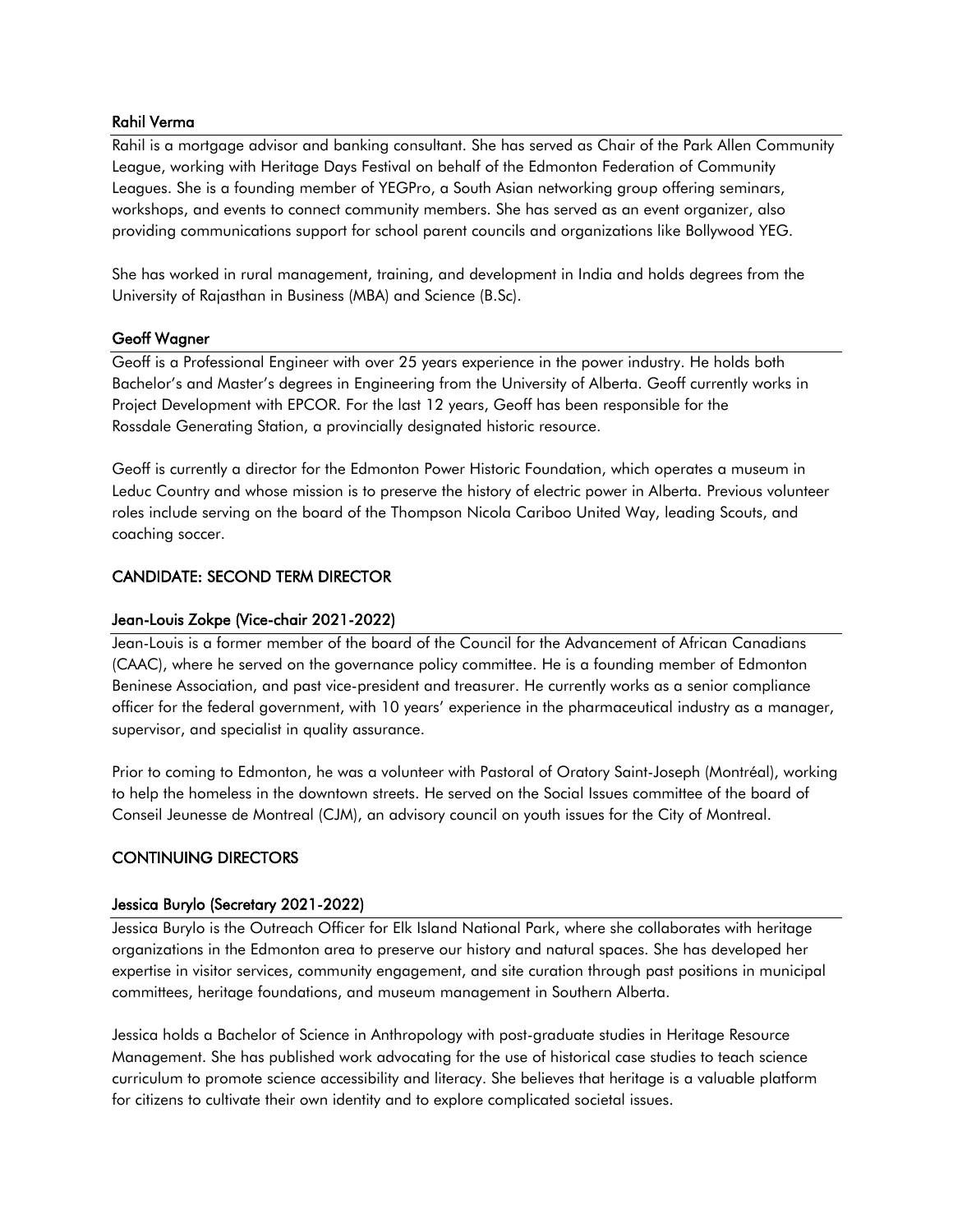### Rahil Verma

Rahil is a mortgage advisor and banking consultant. She has served as Chair of the Park Allen Community League, working with Heritage Days Festival on behalf of the Edmonton Federation of Community Leagues. She is a founding member of YEGPro, a South Asian networking group offering seminars, workshops, and events to connect community members. She has served as an event organizer, also providing communications support for school parent councils and organizations like Bollywood YEG.

She has worked in rural management, training, and development in India and holds degrees from the University of Rajasthan in Business (MBA) and Science (B.Sc).

### Geoff Wagner

Geoff is a Professional Engineer with over 25 years experience in the power industry. He holds both Bachelor's and Master's degrees in Engineering from the University of Alberta. Geoff currently works in Project Development with EPCOR. For the last 12 years, Geoff has been responsible for the Rossdale Generating Station, a provincially designated historic resource.

Geoff is currently a director for the Edmonton Power Historic Foundation, which operates a museum in Leduc Country and whose mission is to preserve the history of electric power in Alberta. Previous volunteer roles include serving on the board of the Thompson Nicola Cariboo United Way, leading Scouts, and coaching soccer.

## CANDIDATE: SECOND TERM DIRECTOR

### Jean-Louis Zokpe (Vice-chair 2021-2022)

Jean-Louis is a former member of the board of the Council for the Advancement of African Canadians (CAAC), where he served on the governance policy committee. He is a founding member of Edmonton Beninese Association, and past vice-president and treasurer. He currently works as a senior compliance officer for the federal government, with 10 years' experience in the pharmaceutical industry as a manager, supervisor, and specialist in quality assurance.

Prior to coming to Edmonton, he was a volunteer with Pastoral of Oratory Saint-Joseph (Montréal), working to help the homeless in the downtown streets. He served on the Social Issues committee of the board of Conseil Jeunesse de Montreal (CJM), an advisory council on youth issues for the City of Montreal.

## CONTINUING DIRECTORS

### Jessica Burylo (Secretary 2021-2022)

Jessica Burylo is the Outreach Officer for Elk Island National Park, where she collaborates with heritage organizations in the Edmonton area to preserve our history and natural spaces. She has developed her expertise in visitor services, community engagement, and site curation through past positions in municipal committees, heritage foundations, and museum management in Southern Alberta.

Jessica holds a Bachelor of Science in Anthropology with post-graduate studies in Heritage Resource Management. She has published work advocating for the use of historical case studies to teach science curriculum to promote science accessibility and literacy. She believes that heritage is a valuable platform for citizens to cultivate their own identity and to explore complicated societal issues.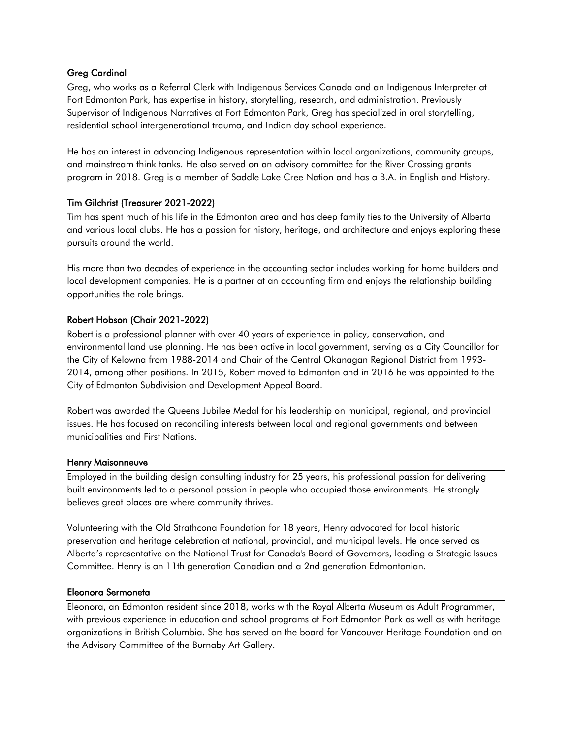### Greg Cardinal

Greg, who works as a Referral Clerk with Indigenous Services Canada and an Indigenous Interpreter at Fort Edmonton Park, has expertise in history, storytelling, research, and administration. Previously Supervisor of Indigenous Narratives at Fort Edmonton Park, Greg has specialized in oral storytelling, residential school intergenerational trauma, and Indian day school experience.

He has an interest in advancing Indigenous representation within local organizations, community groups, and mainstream think tanks. He also served on an advisory committee for the River Crossing grants program in 2018. Greg is a member of Saddle Lake Cree Nation and has a B.A. in English and History.

### Tim Gilchrist (Treasurer 2021-2022)

Tim has spent much of his life in the Edmonton area and has deep family ties to the University of Alberta and various local clubs. He has a passion for history, heritage, and architecture and enjoys exploring these pursuits around the world.

His more than two decades of experience in the accounting sector includes working for home builders and local development companies. He is a partner at an accounting firm and enjoys the relationship building opportunities the role brings.

### Robert Hobson (Chair 2021-2022)

Robert is a professional planner with over 40 years of experience in policy, conservation, and environmental land use planning. He has been active in local government, serving as a City Councillor for the City of Kelowna from 1988-2014 and Chair of the Central Okanagan Regional District from 1993-2014, among other positions. In 2015, Robert moved to Edmonton and in 2016 he was appointed to the City of Edmonton Subdivision and Development Appeal Board.

Robert was awarded the Queens Jubilee Medal for his leadership on municipal, regional, and provincial issues. He has focused on reconciling interests between local and regional governments and between municipalities and First Nations.

### Henry Maisonneuve

Employed in the building design consulting industry for 25 years, his professional passion for delivering built environments led to a personal passion in people who occupied those environments. He strongly believes great places are where community thrives.

Volunteering with the Old Strathcona Foundation for 18 years, Henry advocated for local historic preservation and heritage celebration at national, provincial, and municipal levels. He once served as Alberta's representative on the National Trust for Canada's Board of Governors, leading a Strategic Issues Committee. Henry is an 11th generation Canadian and a 2nd generation Edmontonian.

### Eleonora Sermoneta

Eleonora, an Edmonton resident since 2018, works with the Royal Alberta Museum as Adult Programmer, with previous experience in education and school programs at Fort Edmonton Park as well as with heritage organizations in British Columbia. She has served on the board for Vancouver Heritage Foundation and on the Advisory Committee of the Burnaby Art Gallery.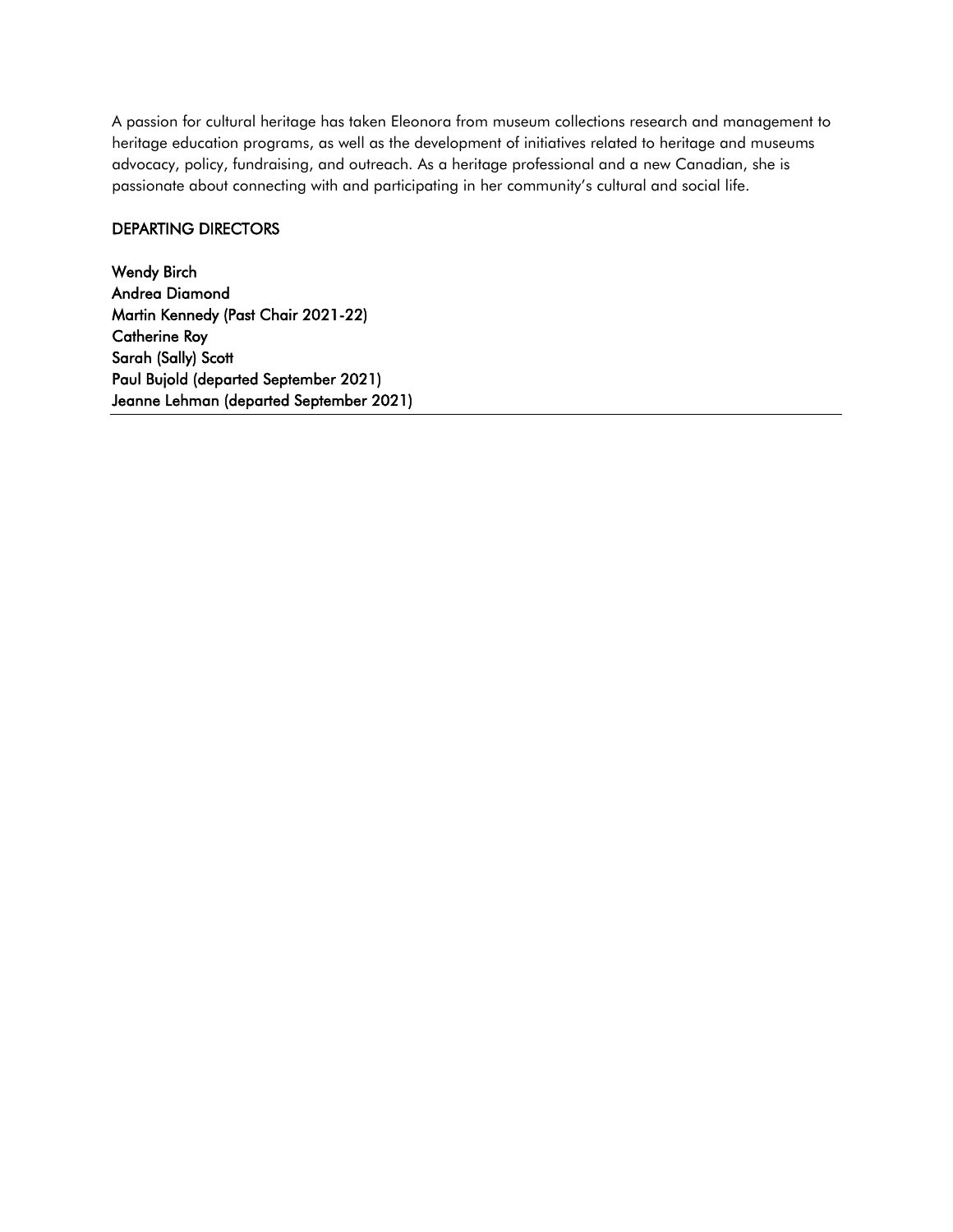A passion for cultural heritage has taken Eleonora from museum collections research and management to heritage education programs, as well as the development of initiatives related to heritage and museums advocacy, policy, fundraising, and outreach. As a heritage professional and a new Canadian, she is passionate about connecting with and participating in her community's cultural and social life.

## DEPARTING DIRECTORS

**Wendy Birch**
**Andrea Diamond**
**Martin Kennedy (Past Chair 2021-22)**
**Catherine Roy**
**Sarah (Sally) Scott**
**Paul Bujold (departed September 2021)**
**Jeanne Lehman (departed September 2021)**